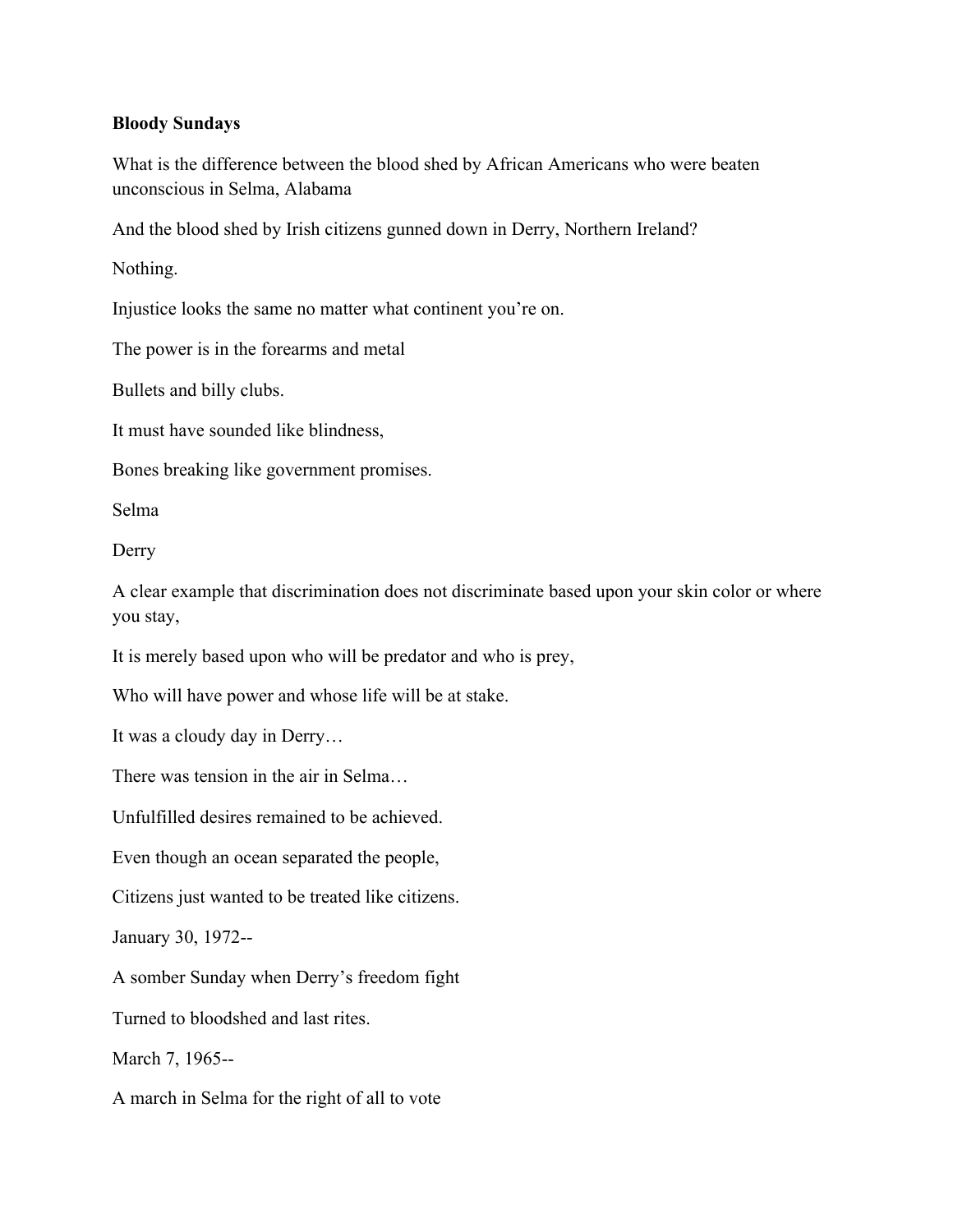**Bloody Sundays**

What is the difference between the blood shed by African Americans who were beaten unconscious in Selma, Alabama

And the blood shed by Irish citizens gunned down in Derry, Northern Ireland?

Nothing.

Injustice looks the same no matter what continent you're on.

The power is in the forearms and metal

Bullets and billy clubs.

It must have sounded like blindness,

Bones breaking like government promises.

Selma

Derry

A clear example that discrimination does not discriminate based upon your skin color or where you stay,

It is merely based upon who will be predator and who is prey,

Who will have power and whose life will be at stake.

It was a cloudy day in Derry…

There was tension in the air in Selma…

Unfulfilled desires remained to be achieved.

Even though an ocean separated the people,

Citizens just wanted to be treated like citizens.

January 30, 1972--

A somber Sunday when Derry's freedom fight

Turned to bloodshed and last rites.

March 7, 1965--

A march in Selma for the right of all to vote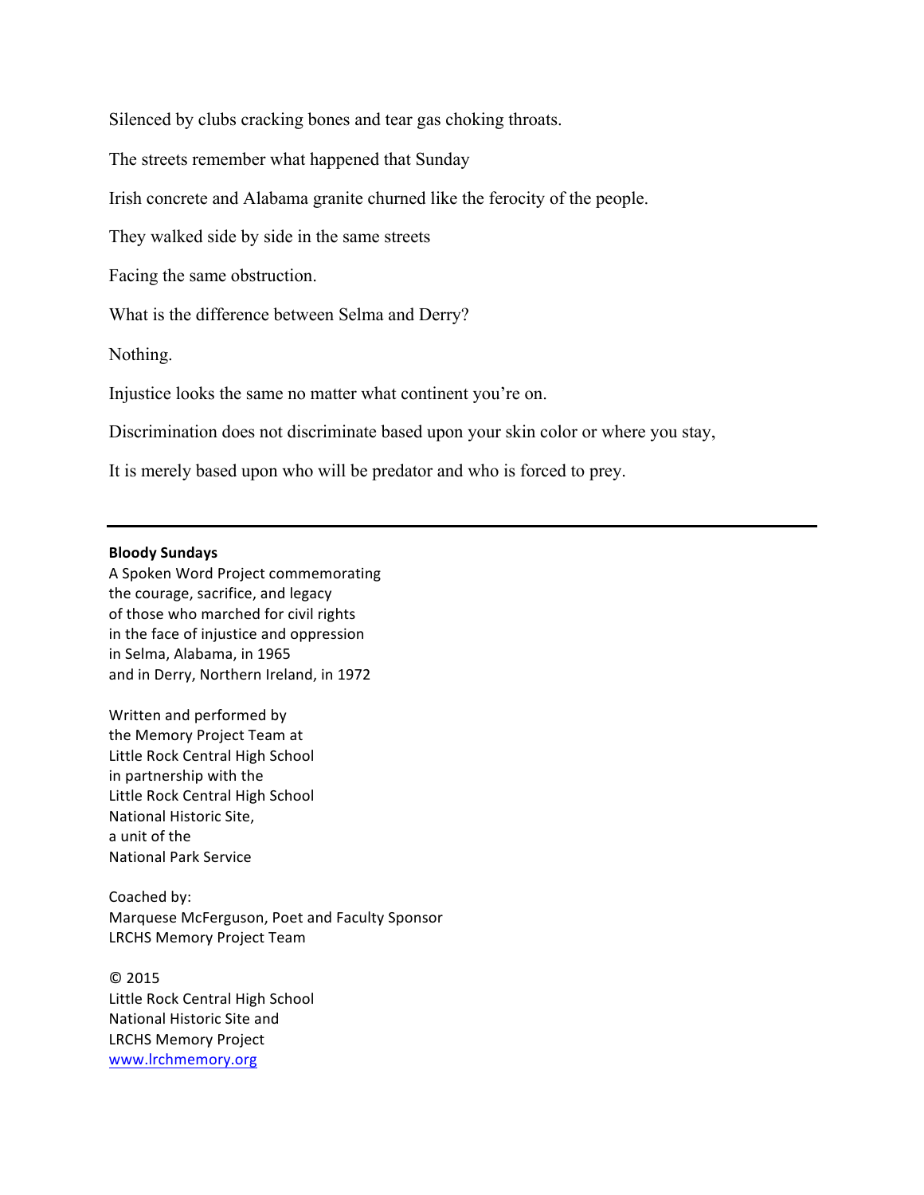Silenced by clubs cracking bones and tear gas choking throats.

The streets remember what happened that Sunday

Irish concrete and Alabama granite churned like the ferocity of the people.

They walked side by side in the same streets

Facing the same obstruction.

What is the difference between Selma and Derry?

Nothing.

Injustice looks the same no matter what continent you're on.

Discrimination does not discriminate based upon your skin color or where you stay,

It is merely based upon who will be predator and who is forced to prey.

---

**Bloody Sundays**
A Spoken Word Project commemorating
the courage, sacrifice, and legacy
of those who marched for civil rights
in the face of injustice and oppression
in Selma, Alabama, in 1965
and in Derry, Northern Ireland, in 1972

Written and performed by
the Memory Project Team at
Little Rock Central High School
in partnership with the
Little Rock Central High School
National Historic Site,
a unit of the
National Park Service

Coached by:
Marquese McFerguson, Poet and Faculty Sponsor
LRCHS Memory Project Team

© 2015
Little Rock Central High School
National Historic Site and
LRCHS Memory Project
www.lrchmemory.org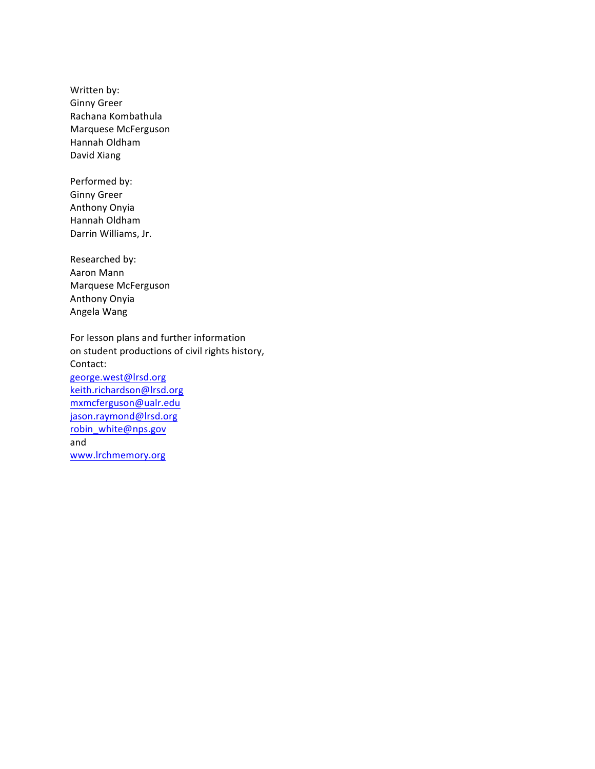Written by:
Ginny Greer
Rachana Kombathula
Marquese McFerguson
Hannah Oldham
David Xiang

Performed by:
Ginny Greer
Anthony Onyia
Hannah Oldham
Darrin Williams, Jr.

Researched by:
Aaron Mann
Marquese McFerguson
Anthony Onyia
Angela Wang

For lesson plans and further information
on student productions of civil rights history,
Contact:
george.west@lrsd.org
keith.richardson@lrsd.org
mxmcferguson@ualr.edu
jason.raymond@lrsd.org
robin_white@nps.gov
and
www.lrchmemory.org